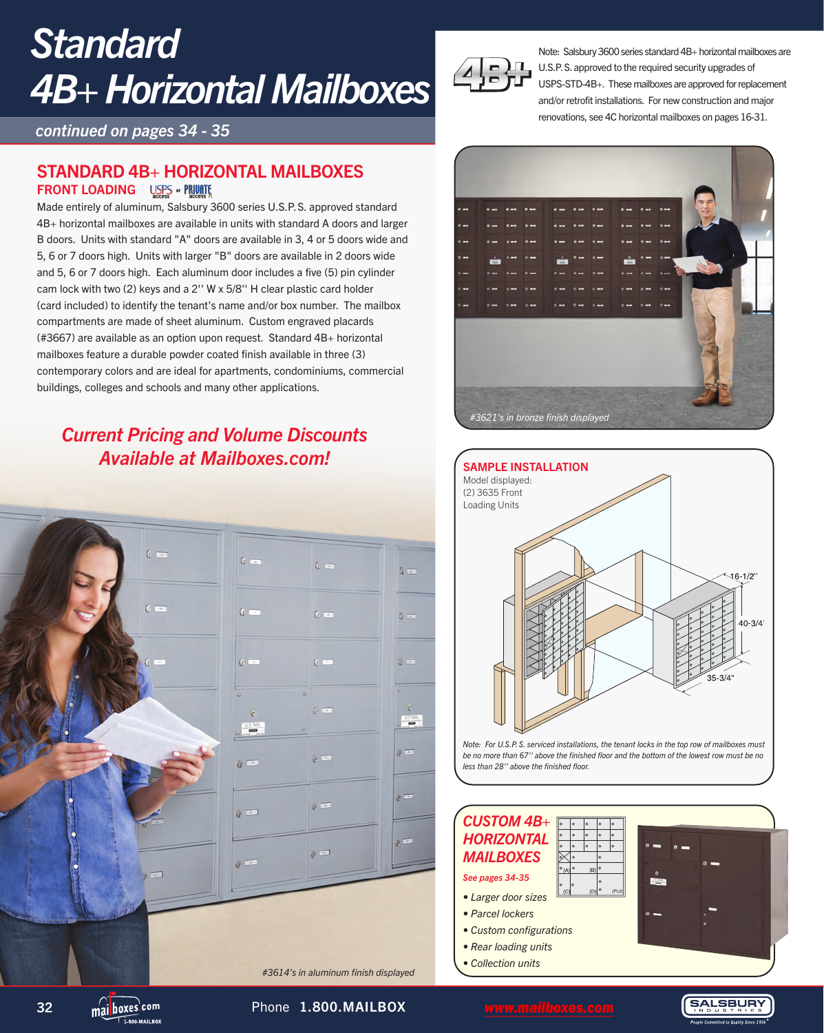# Standard 4B+ Horizontal Mailboxes

*continued on pages 34 - 35*

Note: Salsbury 3600 series standard 4B+ horizontal mailboxes are U.S.P.S. approved to the required security upgrades of USPS-STD-4B+. These mailboxes are approved for replacement and/or retrofit installations. For new construction and major renovations, see 4C horizontal mailboxes on pages 16-31.

## STANDARD 4B+ HORIZONTAL MAILBOXES

### FRONT LOADING

Made entirely of aluminum, Salsbury 3600 series U.S.P.S. approved standard 4B+ horizontal mailboxes are available in units with standard A doors and larger B doors. Units with standard "A" doors are available in 3, 4 or 5 doors wide and 5, 6 or 7 doors high. Units with larger "B" doors are available in 2 doors wide and 5, 6 or 7 doors high. Each aluminum door includes a five (5) pin cylinder cam lock with two (2) keys and a 2'' W x 5/8'' H clear plastic card holder (card included) to identify the tenant's name and/or box number. The mailbox compartments are made of sheet aluminum. Custom engraved placards (#3667) are available as an option upon request. Standard 4B+ horizontal mailboxes feature a durable powder coated finish available in three (3) contemporary colors and are ideal for apartments, condominiums, commercial buildings, colleges and schools and many other applications.

***Current Pricing and Volume Discounts Available at Mailboxes.com!***

*#3621's in bronze finish displayed*

*#3614's in aluminum finish displayed*

### SAMPLE INSTALLATION

Model displayed:
(2) 3635 Front Loading Units

16-1/2''
40-3/4''
35-3/4''

*Note: For U.S.P.S. serviced installations, the tenant locks in the top row of mailboxes must be no more than 67'' above the finished floor and the bottom of the lowest row must be no less than 28'' above the finished floor.*

### *CUSTOM 4B+ HORIZONTAL MAILBOXES*

*See pages 34-35*

- *Larger door sizes*
- *Parcel lockers*
- *Custom configurations*
- *Rear loading units*
- *Collection units*

Phone 1.800.MAILBOX www.mailboxes.com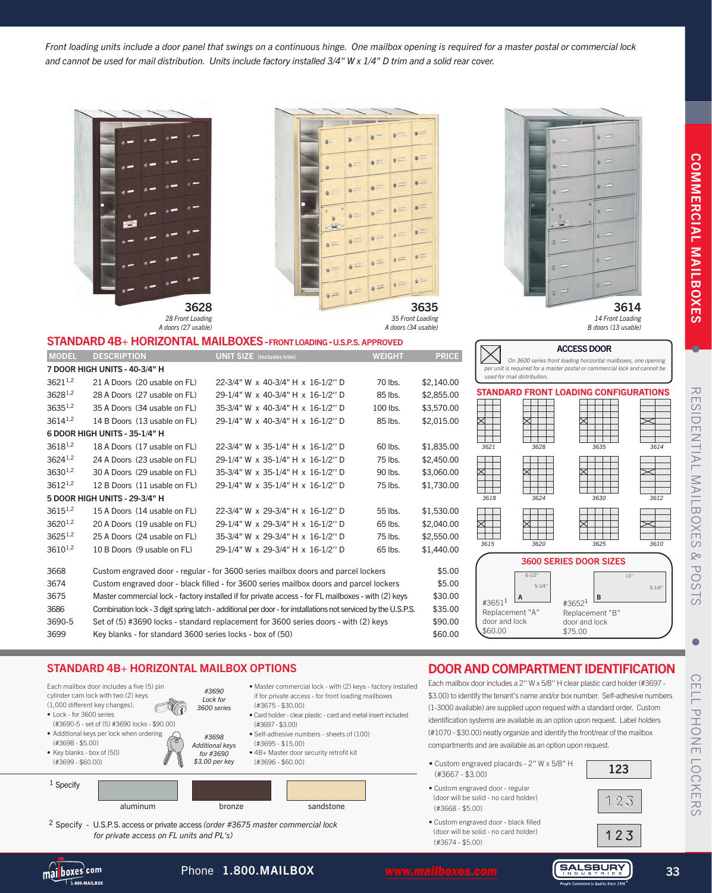*Front loading units include a door panel that swings on a continuous hinge. One mailbox opening is required for a master postal or commercial lock and cannot be used for mail distribution. Units include factory installed 3/4" W x 1/4" D trim and a solid rear cover.*

**3628**
*28 Front Loading*
*A doors (27 usable)*

**3635**
*35 Front Loading*
*A doors (34 usable)*

**3614**
*14 Front Loading*
*B doors (13 usable)*

## STANDARD 4B+ HORIZONTAL MAILBOXES - FRONT LOADING - U.S.P.S. APPROVED

| MODEL | DESCRIPTION | UNIT SIZE (includes trim) | WEIGHT | PRICE |
|---|---|---|---|---|
| **7 DOOR HIGH UNITS - 40-3/4" H** | | | | |
| 3621[1,2] | 21 A Doors (20 usable on FL) | 22-3/4" W x 40-3/4" H x 16-1/2" D | 70 lbs. | $2,140.00 |
| 3628[1,2] | 28 A Doors (27 usable on FL) | 29-1/4" W x 40-3/4" H x 16-1/2" D | 85 lbs. | $2,855.00 |
| 3635[1,2] | 35 A Doors (34 usable on FL) | 35-3/4" W x 40-3/4" H x 16-1/2" D | 100 lbs. | $3,570.00 |
| 3614[1,2] | 14 B Doors (13 usable on FL) | 29-1/4" W x 40-3/4" H x 16-1/2" D | 85 lbs. | $2,015.00 |
| **6 DOOR HIGH UNITS - 35-1/4" H** | | | | |
| 3618[1,2] | 18 A Doors (17 usable on FL) | 22-3/4" W x 35-1/4" H x 16-1/2" D | 60 lbs. | $1,835.00 |
| 3624[1,2] | 24 A Doors (23 usable on FL) | 29-1/4" W x 35-1/4" H x 16-1/2" D | 75 lbs. | $2,450.00 |
| 3630[1,2] | 30 A Doors (29 usable on FL) | 35-3/4" W x 35-1/4" H x 16-1/2" D | 90 lbs. | $3,060.00 |
| 3612[1,2] | 12 B Doors (11 usable on FL) | 29-1/4" W x 35-1/4" H x 16-1/2" D | 75 lbs. | $1,730.00 |
| **5 DOOR HIGH UNITS - 29-3/4" H** | | | | |
| 3615[1,2] | 15 A Doors (14 usable on FL) | 22-3/4" W x 29-3/4" H x 16-1/2" D | 55 lbs. | $1,530.00 |
| 3620[1,2] | 20 A Doors (19 usable on FL) | 29-1/4" W x 29-3/4" H x 16-1/2" D | 65 lbs. | $2,040.00 |
| 3625[1,2] | 25 A Doors (24 usable on FL) | 35-3/4" W x 29-3/4" H x 16-1/2" D | 75 lbs. | $2,550.00 |
| 3610[1,2] | 10 B Doors (9 usable on FL) | 29-1/4" W x 29-3/4" H x 16-1/2" D | 65 lbs. | $1,440.00 |

| MODEL | DESCRIPTION | PRICE |
|---|---|---|
| 3668 | Custom engraved door - regular - for 3600 series mailbox doors and parcel lockers | $5.00 |
| 3674 | Custom engraved door - black filled - for 3600 series mailbox doors and parcel lockers | $5.00 |
| 3675 | Master commercial lock - factory installed if for private access - for FL mailboxes - with (2) keys | $30.00 |
| 3686 | Combination lock - 3 digit spring latch - additional per door - for installations not serviced by the U.S.P.S. | $35.00 |
| 3690-5 | Set of (5) #3690 locks - standard replacement for 3600 series doors - with (2) keys | $90.00 |
| 3699 | Key blanks - for standard 3600 series locks - box of (50) | $60.00 |

### ACCESS DOOR

*On 3600 series front loading horizontal mailboxes, one opening per unit is required for a master postal or commercial lock and cannot be used for mail distribution.*

### STANDARD FRONT LOADING CONFIGURATIONS

3621, 3628, 3635, 3614, 3618, 3624, 3630, 3612, 3615, 3620, 3625, 3610

### 3600 SERIES DOOR SIZES

- #3651[1] Replacement "A" door and lock $60.00 — A: 6-1/2" x 5-1/4"
- #3652[1] Replacement "B" door and lock $75.00 — B: 13" x 5-1/4"

## STANDARD 4B+ HORIZONTAL MAILBOX OPTIONS

Each mailbox door includes a five (5) pin cylinder cam lock with two (2) keys (1,000 different key changes).

- Lock - for 3600 series (#3690-5 - set of (5) #3690 locks - $90.00)
- Additional keys per lock when ordering (#3698 - $5.00)
- Key blanks - box of (50) (#3699 - $60.00)

*#3690 Lock for 3600 series*

*#3698 Additional keys for #3690 $3.00 per key*

- Master commercial lock - with (2) keys - factory installed if for private access - for front loading mailboxes (#3675 - $30.00)
- Card holder - clear plastic - card and metal insert included (#3697 - $3.00)
- Self-adhesive numbers - sheets of (100) (#3695 - $15.00)
- 4B+ Master door security retrofit kit (#3696 - $60.00)

[1] Specify: aluminum, bronze, sandstone

[2] Specify - U.S.P.S. access or private access *(order #3675 master commercial lock for private access on FL units and PL's)*

## DOOR AND COMPARTMENT IDENTIFICATION

Each mailbox door includes a 2" W x 5/8" H clear plastic card holder (#3697 - $3.00) to identify the tenant's name and/or box number. Self-adhesive numbers (1-3000 available) are supplied upon request with a standard order. Custom identification systems are available as an option upon request. Label holders (#1070 - $30.00) neatly organize and identify the front/rear of the mailbox compartments and are available as an option upon request.

- Custom engraved placards - 2" W x 5/8" H (#3667 - $3.00)
- Custom engraved door - regular (door will be solid - no card holder) (#3668 - $5.00)
- Custom engraved door - black filled (door will be solid - no card holder) (#3674 - $5.00)

Phone **1.800.MAILBOX** www.mailboxes.com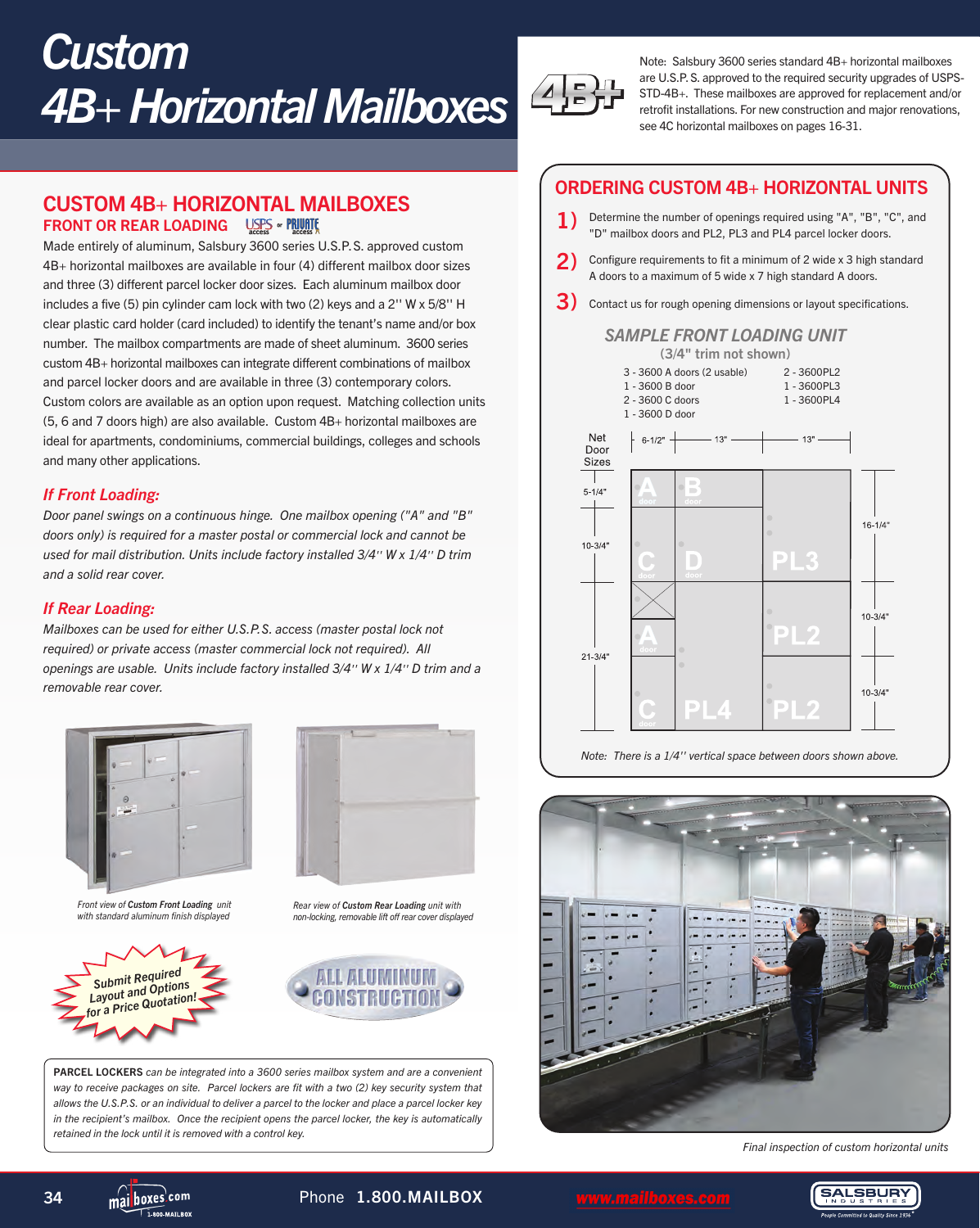# Custom 4B+ Horizontal Mailboxes

Note: Salsbury 3600 series standard 4B+ horizontal mailboxes are U.S.P.S. approved to the required security upgrades of USPS-STD-4B+. These mailboxes are approved for replacement and/or retrofit installations. For new construction and major renovations, see 4C horizontal mailboxes on pages 16-31.

## CUSTOM 4B+ HORIZONTAL MAILBOXES

### FRONT OR REAR LOADING

Made entirely of aluminum, Salsbury 3600 series U.S.P.S. approved custom 4B+ horizontal mailboxes are available in four (4) different mailbox door sizes and three (3) different parcel locker door sizes. Each aluminum mailbox door includes a five (5) pin cylinder cam lock with two (2) keys and a 2'' W x 5/8'' H clear plastic card holder (card included) to identify the tenant's name and/or box number. The mailbox compartments are made of sheet aluminum. 3600 series custom 4B+ horizontal mailboxes can integrate different combinations of mailbox and parcel locker doors and are available in three (3) contemporary colors. Custom colors are available as an option upon request. Matching collection units (5, 6 and 7 doors high) are also available. Custom 4B+ horizontal mailboxes are ideal for apartments, condominiums, commercial buildings, colleges and schools and many other applications.

### *If Front Loading:*

*Door panel swings on a continuous hinge. One mailbox opening ("A" and "B" doors only) is required for a master postal or commercial lock and cannot be used for mail distribution. Units include factory installed 3/4'' W x 1/4'' D trim and a solid rear cover.*

### *If Rear Loading:*

*Mailboxes can be used for either U.S.P.S. access (master postal lock not required) or private access (master commercial lock not required). All openings are usable. Units include factory installed 3/4'' W x 1/4'' D trim and a removable rear cover.*

Front view of **Custom Front Loading** unit with standard aluminum finish displayed

Rear view of **Custom Rear Loading** unit with non-locking, removable lift off rear cover displayed

Submit Required Layout and Options for a Price Quotation!

ALL ALUMINUM CONSTRUCTION

**PARCEL LOCKERS** *can be integrated into a 3600 series mailbox system and are a convenient way to receive packages on site. Parcel lockers are fit with a two (2) key security system that allows the U.S.P.S. or an individual to deliver a parcel to the locker and place a parcel locker key in the recipient's mailbox. Once the recipient opens the parcel locker, the key is automatically retained in the lock until it is removed with a control key.*

## ORDERING CUSTOM 4B+ HORIZONTAL UNITS

1) Determine the number of openings required using "A", "B", "C", and "D" mailbox doors and PL2, PL3 and PL4 parcel locker doors.

2) Configure requirements to fit a minimum of 2 wide x 3 high standard A doors to a maximum of 5 wide x 7 high standard A doors.

3) Contact us for rough opening dimensions or layout specifications.

### *SAMPLE FRONT LOADING UNIT*

(3/4" trim not shown)

- 3 - 3600 A doors (2 usable)
- 1 - 3600 B door
- 2 - 3600 C doors
- 1 - 3600 D door
- 2 - 3600PL2
- 1 - 3600PL3
- 1 - 3600PL4

Net Door Sizes: widths 6-1/2", 13", 13"; heights 5-1/4", 10-3/4", 21-3/4" (left); 16-1/4", 10-3/4", 10-3/4" (right)

*Note: There is a 1/4'' vertical space between doors shown above.*

*Final inspection of custom horizontal units*

Phone 1.800.MAILBOX www.mailboxes.com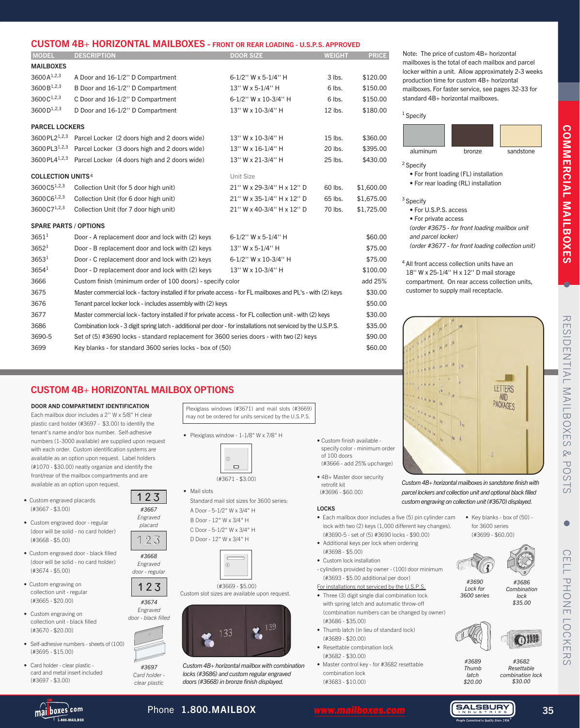# CUSTOM 4B+ HORIZONTAL MAILBOXES - FRONT OR REAR LOADING - U.S.P.S. APPROVED

| MODEL | DESCRIPTION | DOOR SIZE | WEIGHT | PRICE |
|---|---|---|---|---|
| **MAILBOXES** | | | | |
| 3600A[1,2,3] | A Door and 16-1/2'' D Compartment | 6-1/2'' W x 5-1/4'' H | 3 lbs. | $120.00 |
| 3600B[1,2,3] | B Door and 16-1/2'' D Compartment | 13'' W x 5-1/4'' H | 6 lbs. | $150.00 |
| 3600C[1,2,3] | C Door and 16-1/2'' D Compartment | 6-1/2'' W x 10-3/4'' H | 6 lbs. | $150.00 |
| 3600D[1,2,3] | D Door and 16-1/2'' D Compartment | 13'' W x 10-3/4'' H | 12 lbs. | $180.00 |
| **PARCEL LOCKERS** | | | | |
| 3600PL2[1,2,3] | Parcel Locker (2 doors high and 2 doors wide) | 13'' W x 10-3/4'' H | 15 lbs. | $360.00 |
| 3600PL3[1,2,3] | Parcel Locker (3 doors high and 2 doors wide) | 13'' W x 16-1/4'' H | 20 lbs. | $395.00 |
| 3600PL4[1,2,3] | Parcel Locker (4 doors high and 2 doors wide) | 13'' W x 21-3/4'' H | 25 lbs. | $430.00 |
| **COLLECTION UNITS**[4] | | Unit Size | | |
| 3600C5[1,2,3] | Collection Unit (for 5 door high unit) | 21'' W x 29-3/4'' H x 12'' D | 60 lbs. | $1,600.00 |
| 3600C6[1,2,3] | Collection Unit (for 6 door high unit) | 21'' W x 35-1/4'' H x 12'' D | 65 lbs. | $1,675.00 |
| 3600C7[1,2,3] | Collection Unit (for 7 door high unit) | 21'' W x 40-3/4'' H x 12'' D | 70 lbs. | $1,725.00 |
| **SPARE PARTS / OPTIONS** | | | | |
| 3651[1] | Door - A replacement door and lock with (2) keys | 6-1/2'' W x 5-1/4'' H | | $60.00 |
| 3652[1] | Door - B replacement door and lock with (2) keys | 13'' W x 5-1/4'' H | | $75.00 |
| 3653[1] | Door - C replacement door and lock with (2) keys | 6-1/2'' W x 10-3/4'' H | | $75.00 |
| 3654[1] | Door - D replacement door and lock with (2) keys | 13'' W x 10-3/4'' H | | $100.00 |
| 3666 | Custom finish (minimum order of 100 doors) - specify color | | | add 25% |
| 3675 | Master commercial lock - factory installed if for private access - for FL mailboxes and PL's - with (2) keys | | | $30.00 |
| 3676 | Tenant parcel locker lock - includes assembly with (2) keys | | | $50.00 |
| 3677 | Master commercial lock - factory installed if for private access - for FL collection unit - with (2) keys | | | $30.00 |
| 3686 | Combination lock - 3 digit spring latch - additional per door - for installations not serviced by the U.S.P.S. | | | $35.00 |
| 3690-5 | Set of (5) #3690 locks - standard replacement for 3600 series doors - with two (2) keys | | | $90.00 |
| 3699 | Key blanks - for standard 3600 series locks - box of (50) | | | $60.00 |

Note: The price of custom 4B+ horizontal mailboxes is the total of each mailbox and parcel locker within a unit. Allow approximately 2-3 weeks production time for custom 4B+ horizontal mailboxes. For faster service, see pages 32-33 for standard 4B+ horizontal mailboxes.

[1] Specify

aluminum bronze sandstone

[2] Specify
- For front loading (FL) installation
- For rear loading (RL) installation

[3] Specify
- For U.S.P.S. access
- For private access

*(order #3675 - for front loading mailbox unit and parcel locker)*
*(order #3677 - for front loading collection unit)*

[4] All front access collection units have an 18'' W x 25-1/4'' H x 12'' D mail storage compartment. On rear access collection units, customer to supply mail receptacle.

*Custom 4B+ horizontal mailboxes in sandstone finish with parcel lockers and collection unit and optional black filled custom engraving on collection unit (#3670) displayed.*

# CUSTOM 4B+ HORIZONTAL MAILBOX OPTIONS

### DOOR AND COMPARTMENT IDENTIFICATION

Each mailbox door includes a 2'' W x 5/8'' H clear plastic card holder (#3697 - $3.00) to identify the tenant's name and/or box number. Self-adhesive numbers (1-3000 available) are supplied upon request with each order. Custom identification systems are available as an option upon request. Label holders (#1070 - $30.00) neatly organize and identify the front/rear of the mailbox compartments and are available as an option upon request.

- Custom engraved placards (#3667 - $3.00)
- Custom engraved door - regular (door will be solid - no card holder) (#3668 - $5.00)
- Custom engraved door - black filled (door will be solid - no card holder) (#3674 - $5.00)
- Custom engraving on collection unit - regular (#3665 - $20.00)
- Custom engraving on collection unit - black filled (#3670 - $20.00)
- Self-adhesive numbers - sheets of (100) (#3695 - $15.00)
- Card holder - clear plastic - card and metal insert included (#3697 - $3.00)

*#3667 Engraved placard*

*#3668 Engraved door - regular*

*#3674 Engraved door - black filled*

*#3697 Card holder - clear plastic*

Plexiglass windows (#3671) and mail slots (#3669) may not be ordered for units serviced by the U.S.P.S.

- Plexiglass window - 1-1/8'' W x 7/8'' H

(#3671 - $3.00)

- Mail slots

Standard mail slot sizes for 3600 series:
A Door - 5-1/2'' W x 3/4'' H
B Door - 12'' W x 3/4'' H
C Door - 5-1/2'' W x 3/4'' H
D Door - 12'' W x 3/4'' H

(#3669 - $5.00)
Custom slot sizes are available upon request.

*Custom 4B+ horizontal mailbox with combination locks (#3686) and custom regular engraved doors (#3668) in bronze finish displayed.*

- Custom finish available - specify color - minimum order of 100 doors (#3666 - add 25% upcharge)
- 4B+ Master door security retrofit kit (#3696 - $60.00)

### LOCKS

- Each mailbox door includes a five (5) pin cylinder cam lock with two (2) keys (1,000 different key changes). (#3690-5 - set of (5) #3690 locks - $90.00)
- Additional keys per lock when ordering (#3698 - $5.00)
- Custom lock installation
- cylinders provided by owner - (100) door minimum (#3693 - $5.00 additional per door)

For installations not serviced by the U.S.P.S.
- Three (3) digit single dial combination lock with spring latch and automatic throw-off (combination numbers can be changed by owner) (#3686 - $35.00)
- Thumb latch (in lieu of standard lock) (#3689 - $20.00)
- Resettable combination lock (#3682 - $30.00)
- Master control key - for #3682 resettable combination lock (#3683 - $10.00)
- Key blanks - box of (50) - for 3600 series (#3699 - $60.00)

*#3690 Lock for 3600 series*

*#3686 Combination lock $35.00*

*#3689 Thumb latch $20.00*

*#3682 Resettable combination lock $30.00*